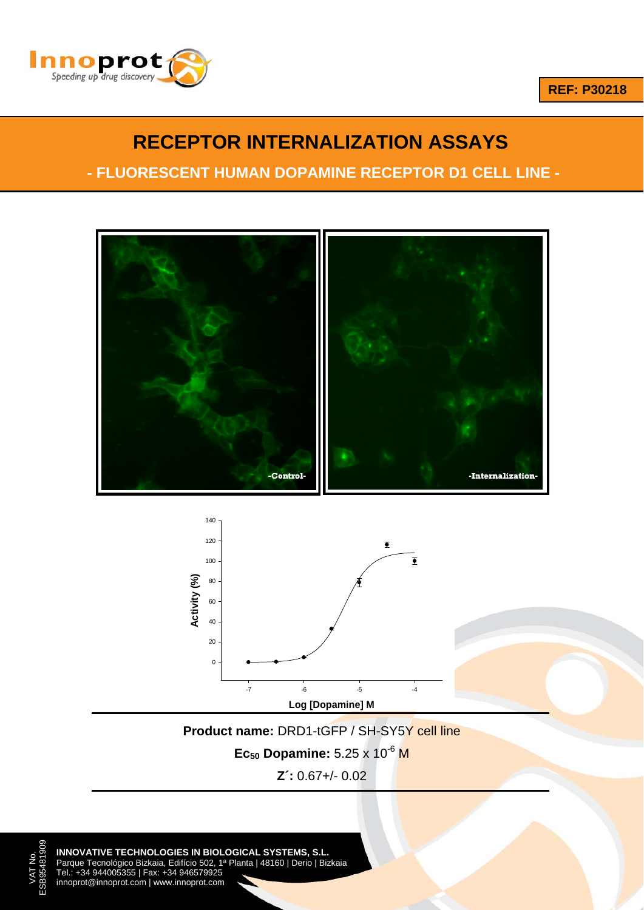REF: P30218

# RECEPTOR INTERNALIZATION ASSAYS

## - FLUORESCENT HUMAN DOPAMINE RECEPTOR D1 CELL LINE -

-Control-

-Internalization-

**Product name:** DRD1-tGFP / SH-SY5Y cell line

**$Ec_{50}$ Dopamine:** $5.25 \times 10^{-6}$ M

**Z´:** 0.67+/- 0.02

**INNOVATIVE TECHNOLOGIES IN BIOLOGICAL SYSTEMS, S.L.**
Parque Tecnológico Bizkaia, Edifício 502, 1ª Planta | 48160 | Derio | Bizkaia
Tel.: +34 944005355 | Fax: +34 946579925
innoprot@innoprot.com | www.innoprot.com

VAT No. ESB95481909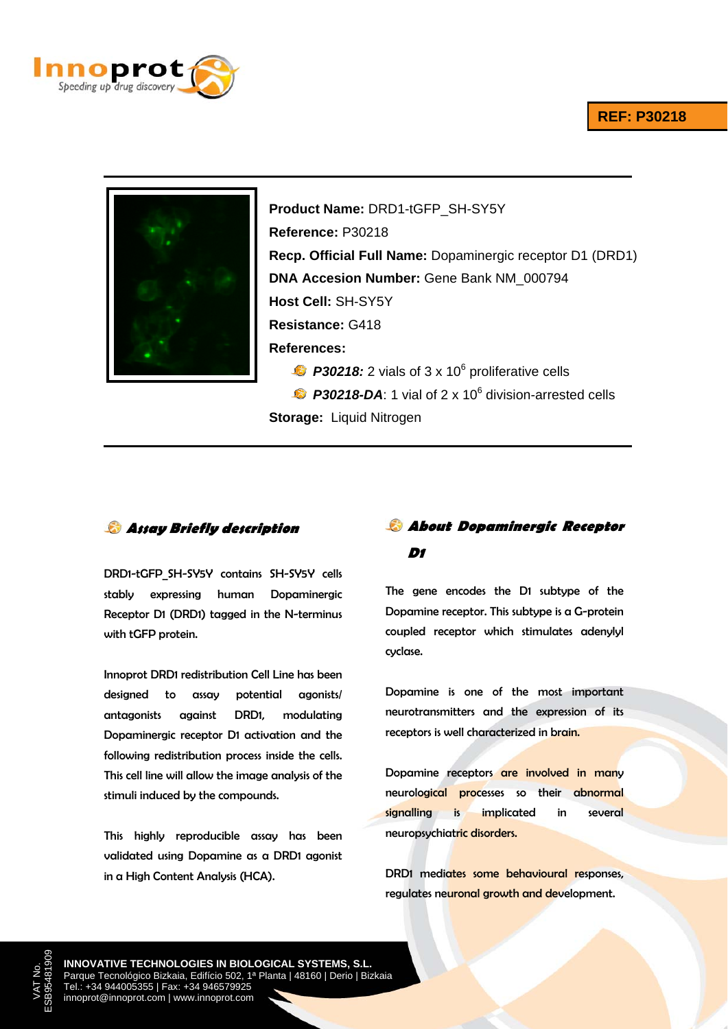**REF: P30218**

**Product Name:** DRD1-tGFP_SH-SY5Y

**Reference:** P30218

**Recp. Official Full Name:** Dopaminergic receptor D1 (DRD1)

**DNA Accesion Number:** Gene Bank NM_000794

**Host Cell:** SH-SY5Y

**Resistance:** G418

**References:**

- ***P30218:*** 2 vials of 3 x $10^6$ proliferative cells
- ***P30218-DA***: 1 vial of 2 x $10^6$ division-arrested cells

**Storage:** Liquid Nitrogen

## *Assay Briefly description*

DRD1-tGFP_SH-SY5Y contains SH-SY5Y cells stably expressing human Dopaminergic Receptor D1 (DRD1) tagged in the N-terminus with tGFP protein.

Innoprot DRD1 redistribution Cell Line has been designed to assay potential agonists/ antagonists against DRD1, modulating Dopaminergic receptor D1 activation and the following redistribution process inside the cells. This cell line will allow the image analysis of the stimuli induced by the compounds.

This highly reproducible assay has been validated using Dopamine as a DRD1 agonist in a High Content Analysis (HCA).

## *About Dopaminergic Receptor D1*

The gene encodes the D1 subtype of the Dopamine receptor. This subtype is a G-protein coupled receptor which stimulates adenylyl cyclase.

Dopamine is one of the most important neurotransmitters and the expression of its receptors is well characterized in brain.

Dopamine receptors are involved in many neurological processes so their abnormal signalling is implicated in several neuropsychiatric disorders.

DRD1 mediates some behavioural responses, regulates neuronal growth and development.

**INNOVATIVE TECHNOLOGIES IN BIOLOGICAL SYSTEMS, S.L.**
Parque Tecnológico Bizkaia, Edifício 502, 1ª Planta | 48160 | Derio | Bizkaia
Tel.: +34 944005355 | Fax: +34 946579925
innoprot@innoprot.com | www.innoprot.com

VAT No. ESB95481909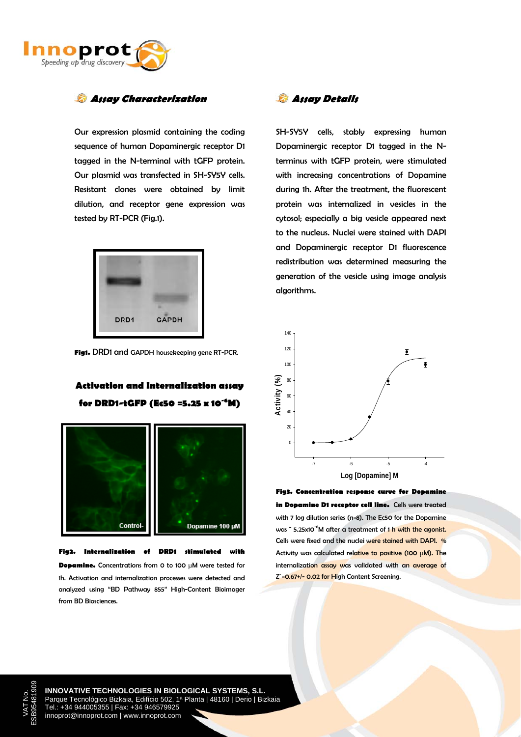## Assay Characterization

Our expression plasmid containing the coding sequence of human Dopaminergic receptor D1 tagged in the N-terminal with tGFP protein. Our plasmid was transfected in SH-SY5Y cells. Resistant clones were obtained by limit dilution, and receptor gene expression was tested by RT-PCR (Fig.1).

DRD1 GAPDH

**Fig1.** DRD1 and GAPDH housekeeping gene RT-PCR.

### Activation and Internalization assay for DRD1-tGFP (Ec50 =5.25 x $10^{-6}$M)

Control- Dopamine 100 µM

**Fig2. Internalization of DRD1 stimulated with Dopamine.** Concentrations from 0 to 100 µM were tested for 1h. Activation and internalization processes were detected and analyzed using "BD Pathway 855" High-Content Bioimager from BD Biosciences.

## Assay Details

SH-SY5Y cells, stably expressing human Dopaminergic receptor D1 tagged in the N-terminus with tGFP protein, were stimulated with increasing concentrations of Dopamine during 1h. After the treatment, the fluorescent protein was internalized in vesicles in the cytosol; especially a big vesicle appeared next to the nucleus. Nuclei were stained with DAPI and Dopaminergic receptor D1 fluorescence redistribution was determined measuring the generation of the vesicle using image analysis algorithms.

Activity (%)

140
120
100
80
60
40
20
0

-7 -6 -5 -4

Log [Dopamine] M

**Fig3. Concentration response curve for Dopamine in Dopamine D1 receptor cell line.** Cells were treated with 7 log dilution series (n=8). The Ec50 for the Dopamine was ˜ 5.25x$10^{-6}$M after a treatment of 1 h with the agonist. Cells were fixed and the nuclei were stained with DAPI. % Activity was calculated relative to positive (100 µM). The internalization assay was validated with an average of Z´=0.67+/- 0.02 for High Content Screening.

**INNOVATIVE TECHNOLOGIES IN BIOLOGICAL SYSTEMS, S.L.**
Parque Tecnológico Bizkaia, Edificio 502, 1ª Planta | 48160 | Derio | Bizkaia
Tel.: +34 944005355 | Fax: +34 946579925
innoprot@innoprot.com | www.innoprot.com

VAT No. ESB95481909